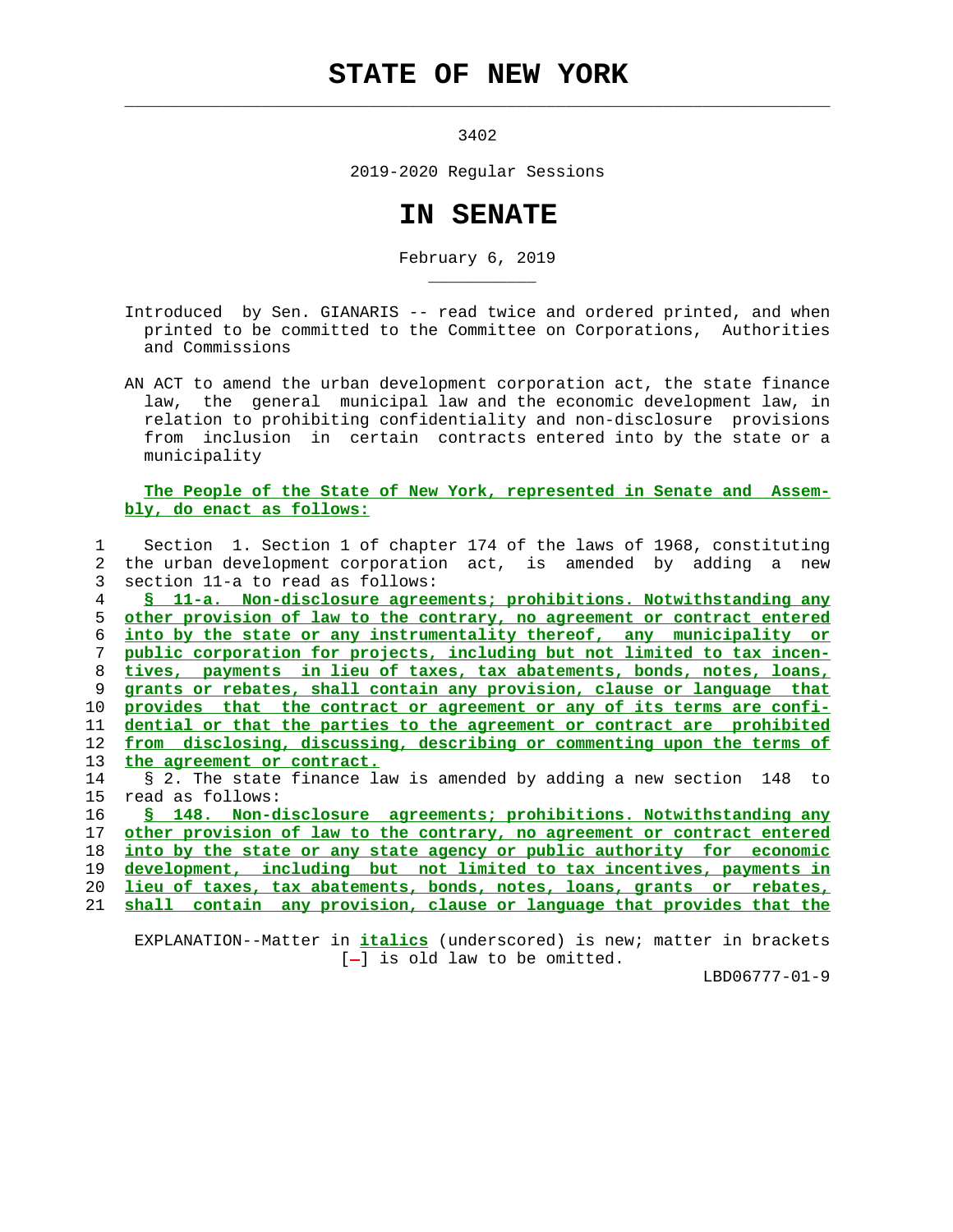# STATE OF NEW YORK

3402

2019-2020 Regular Sessions

# IN SENATE

February 6, 2019

Introduced by Sen. GIANARIS -- read twice and ordered printed, and when printed to be committed to the Committee on Corporations, Authorities and Commissions

AN ACT to amend the urban development corporation act, the state finance law, the general municipal law and the economic development law, in relation to prohibiting confidentiality and non-disclosure provisions from inclusion in certain contracts entered into by the state or a municipality

**The People of the State of New York, represented in Senate and Assembly, do enact as follows:**

Section 1. Section 1 of chapter 174 of the laws of 1968, constituting the urban development corporation act, is amended by adding a new section 11-a to read as follows:

_§ 11-a. Non-disclosure agreements; prohibitions. Notwithstanding any other provision of law to the contrary, no agreement or contract entered into by the state or any instrumentality thereof, any municipality or public corporation for projects, including but not limited to tax incentives, payments in lieu of taxes, tax abatements, bonds, notes, loans, grants or rebates, shall contain any provision, clause or language that provides that the contract or agreement or any of its terms are confidential or that the parties to the agreement or contract are prohibited from disclosing, discussing, describing or commenting upon the terms of the agreement or contract._

§ 2. The state finance law is amended by adding a new section 148 to read as follows:

_§ 148. Non-disclosure agreements; prohibitions. Notwithstanding any other provision of law to the contrary, no agreement or contract entered into by the state or any state agency or public authority for economic development, including but not limited to tax incentives, payments in lieu of taxes, tax abatements, bonds, notes, loans, grants or rebates, shall contain any provision, clause or language that provides that the_

EXPLANATION--Matter in _italics_ (underscored) is new; matter in brackets [-] is old law to be omitted.

LBD06777-01-9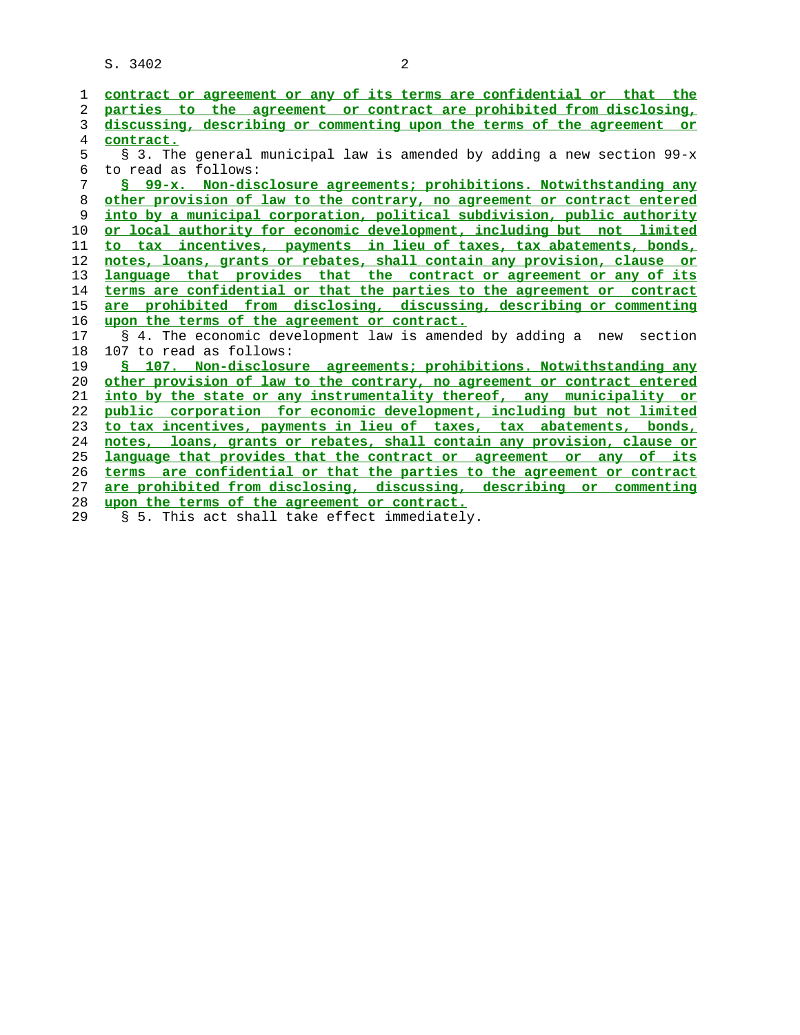contract or agreement or any of its terms are confidential or that the parties to the agreement or contract are prohibited from disclosing, discussing, describing or commenting upon the terms of the agreement or contract.

§ 3. The general municipal law is amended by adding a new section 99-x to read as follows:

§ 99-x. Non-disclosure agreements; prohibitions. Notwithstanding any other provision of law to the contrary, no agreement or contract entered into by a municipal corporation, political subdivision, public authority or local authority for economic development, including but not limited to tax incentives, payments in lieu of taxes, tax abatements, bonds, notes, loans, grants or rebates, shall contain any provision, clause or language that provides that the contract or agreement or any of its terms are confidential or that the parties to the agreement or contract are prohibited from disclosing, discussing, describing or commenting upon the terms of the agreement or contract.

§ 4. The economic development law is amended by adding a new section 107 to read as follows:

§ 107. Non-disclosure agreements; prohibitions. Notwithstanding any other provision of law to the contrary, no agreement or contract entered into by the state or any instrumentality thereof, any municipality or public corporation for economic development, including but not limited to tax incentives, payments in lieu of taxes, tax abatements, bonds, notes, loans, grants or rebates, shall contain any provision, clause or language that provides that the contract or agreement or any of its terms are confidential or that the parties to the agreement or contract are prohibited from disclosing, discussing, describing or commenting upon the terms of the agreement or contract.

§ 5. This act shall take effect immediately.